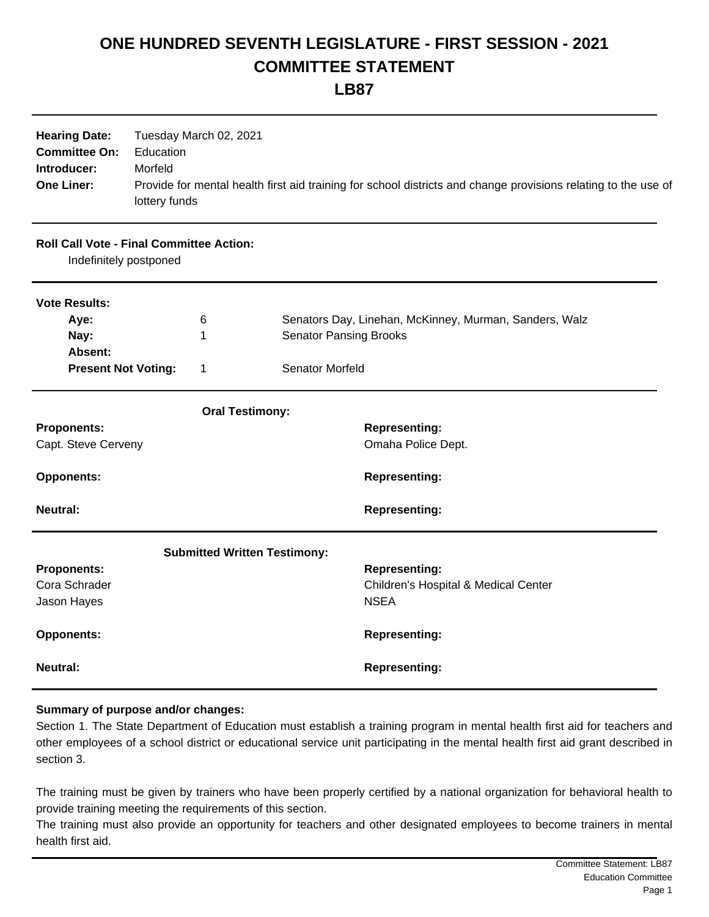# ONE HUNDRED SEVENTH LEGISLATURE - FIRST SESSION - 2021
# COMMITTEE STATEMENT
# LB87

| | |
|---|---|
| **Hearing Date:** | Tuesday March 02, 2021 |
| **Committee On:** | Education |
| **Introducer:** | Morfeld |
| **One Liner:** | Provide for mental health first aid training for school districts and change provisions relating to the use of lottery funds |

**Roll Call Vote - Final Committee Action:**

Indefinitely postponed

**Vote Results:**

| | | |
|---|---|---|
| **Aye:** | 6 | Senators Day, Linehan, McKinney, Murman, Sanders, Walz |
| **Nay:** | 1 | Senator Pansing Brooks |
| **Absent:** | | |
| **Present Not Voting:** | 1 | Senator Morfeld |

**Oral Testimony:**

| **Proponents:** | **Representing:** |
|---|---|
| Capt. Steve Cerveny | Omaha Police Dept. |
| **Opponents:** | **Representing:** |
| **Neutral:** | **Representing:** |

**Submitted Written Testimony:**

| **Proponents:** | **Representing:** |
|---|---|
| Cora Schrader | Children's Hospital & Medical Center |
| Jason Hayes | NSEA |
| **Opponents:** | **Representing:** |
| **Neutral:** | **Representing:** |

**Summary of purpose and/or changes:**

Section 1. The State Department of Education must establish a training program in mental health first aid for teachers and other employees of a school district or educational service unit participating in the mental health first aid grant described in section 3.

The training must be given by trainers who have been properly certified by a national organization for behavioral health to provide training meeting the requirements of this section.

The training must also provide an opportunity for teachers and other designated employees to become trainers in mental health first aid.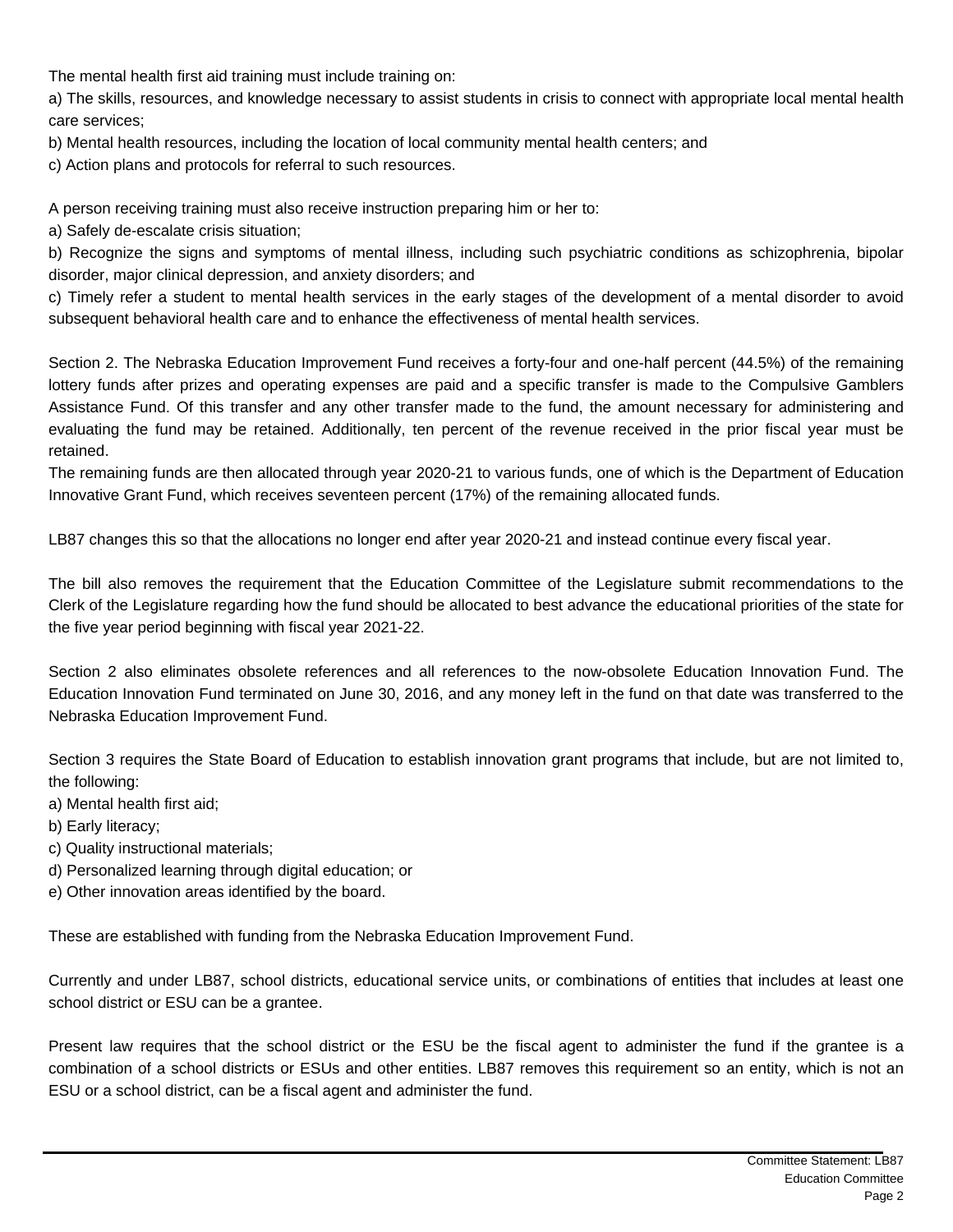The mental health first aid training must include training on:

a) The skills, resources, and knowledge necessary to assist students in crisis to connect with appropriate local mental health care services;

b) Mental health resources, including the location of local community mental health centers; and

c) Action plans and protocols for referral to such resources.

A person receiving training must also receive instruction preparing him or her to:

a) Safely de-escalate crisis situation;

b) Recognize the signs and symptoms of mental illness, including such psychiatric conditions as schizophrenia, bipolar disorder, major clinical depression, and anxiety disorders; and

c) Timely refer a student to mental health services in the early stages of the development of a mental disorder to avoid subsequent behavioral health care and to enhance the effectiveness of mental health services.

Section 2. The Nebraska Education Improvement Fund receives a forty-four and one-half percent (44.5%) of the remaining lottery funds after prizes and operating expenses are paid and a specific transfer is made to the Compulsive Gamblers Assistance Fund. Of this transfer and any other transfer made to the fund, the amount necessary for administering and evaluating the fund may be retained. Additionally, ten percent of the revenue received in the prior fiscal year must be retained.

The remaining funds are then allocated through year 2020-21 to various funds, one of which is the Department of Education Innovative Grant Fund, which receives seventeen percent (17%) of the remaining allocated funds.

LB87 changes this so that the allocations no longer end after year 2020-21 and instead continue every fiscal year.

The bill also removes the requirement that the Education Committee of the Legislature submit recommendations to the Clerk of the Legislature regarding how the fund should be allocated to best advance the educational priorities of the state for the five year period beginning with fiscal year 2021-22.

Section 2 also eliminates obsolete references and all references to the now-obsolete Education Innovation Fund. The Education Innovation Fund terminated on June 30, 2016, and any money left in the fund on that date was transferred to the Nebraska Education Improvement Fund.

Section 3 requires the State Board of Education to establish innovation grant programs that include, but are not limited to, the following:

a) Mental health first aid;

b) Early literacy;

c) Quality instructional materials;

d) Personalized learning through digital education; or

e) Other innovation areas identified by the board.

These are established with funding from the Nebraska Education Improvement Fund.

Currently and under LB87, school districts, educational service units, or combinations of entities that includes at least one school district or ESU can be a grantee.

Present law requires that the school district or the ESU be the fiscal agent to administer the fund if the grantee is a combination of a school districts or ESUs and other entities. LB87 removes this requirement so an entity, which is not an ESU or a school district, can be a fiscal agent and administer the fund.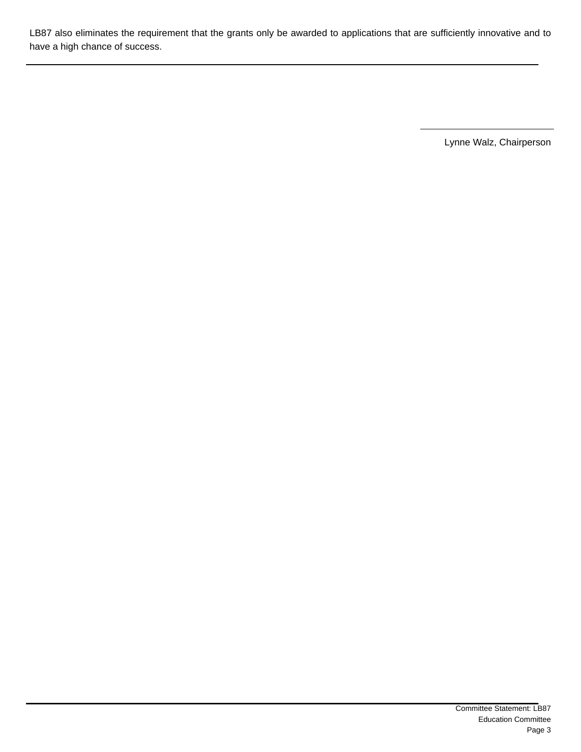LB87 also eliminates the requirement that the grants only be awarded to applications that are sufficiently innovative and to have a high chance of success.

---

Lynne Walz, Chairperson